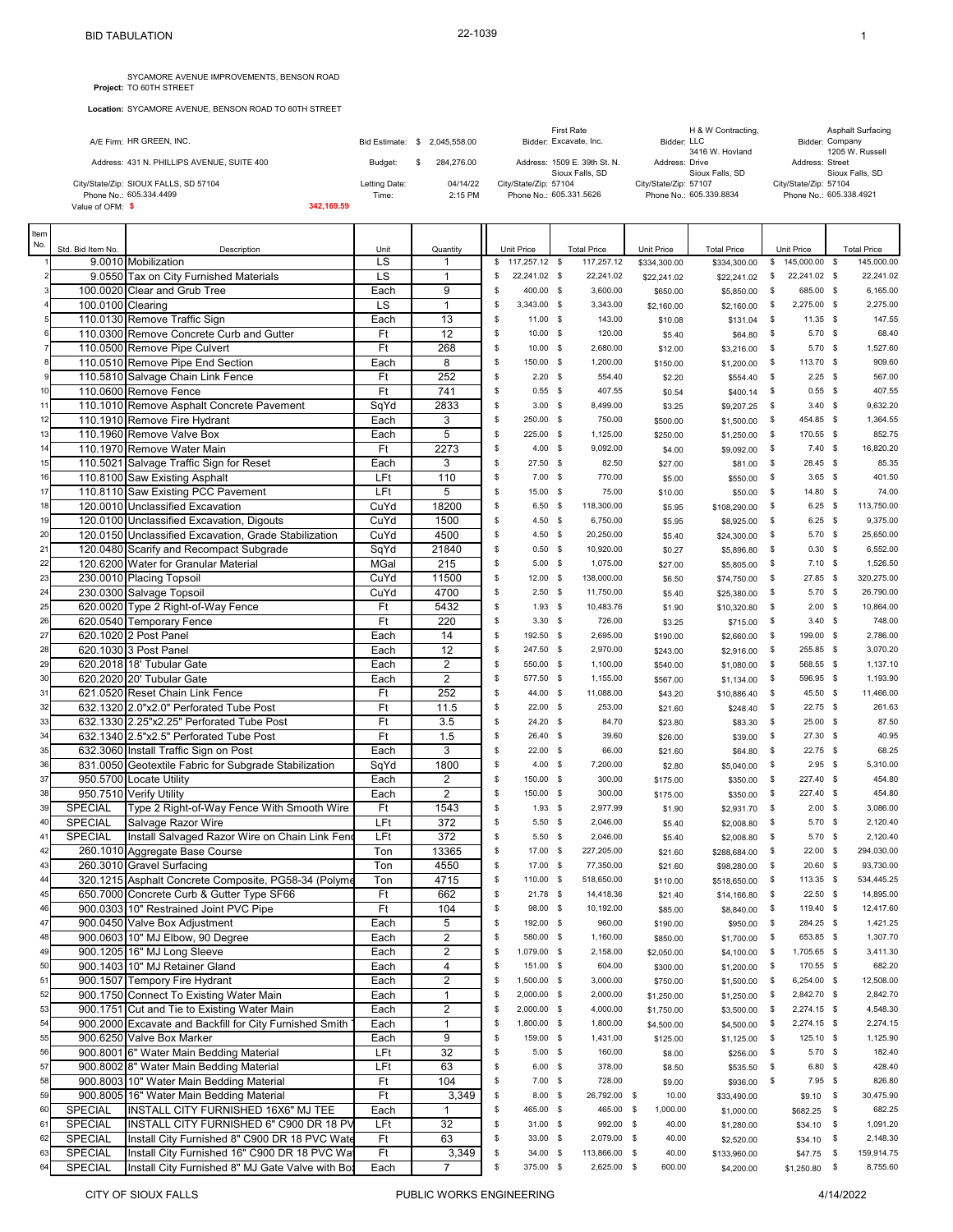BID TABULATION 22-1039

**Project:** SYCAMORE AVENUE IMPROVEMENTS, BENSON ROAD TO 60TH STREET

**Location:** SYCAMORE AVENUE, BENSON ROAD TO 60TH STREET

| | | | | | |
|---|---|---|---|---|---|
| A/E Firm: HR GREEN, INC. | Bid Estimate: $ 2,045,558.00 | Bidder: First Rate Excavate, Inc. | Bidder: H & W Contracting, LLC | Bidder: Asphalt Surfacing Company |
| Address: 431 N. PHILLIPS AVENUE, SUITE 400 | Budget: $ 284,276.00 | Address: 1509 E. 39th St. N. Sioux Falls, SD | Address: 3416 W. Hovland Drive Sioux Falls, SD | Address: 1205 W. Russell Street Sioux Falls, SD |
| City/State/Zip: SIOUX FALLS, SD 57104 | Letting Date: 04/14/22 | City/State/Zip: 57104 | City/State/Zip: 57107 | City/State/Zip: 57104 |
| Phone No.: 605.334.4499 | Time: 2:15 PM | Phone No.: 605.331.5626 | Phone No.: 605.339.8834 | Phone No.: 605.338.4921 |
| Value of OFM: $ 342,169.59 | | | | |

| Item No. | Std. Bid Item No. | Description | Unit | Quantity | First Rate Unit Price | First Rate Total Price | H & W Unit Price | H & W Total Price | Asphalt Surfacing Unit Price | Asphalt Surfacing Total Price |
|---|---|---|---|---|---|---|---|---|---|---|
| 1 | 9.0010 | Mobilization | LS | 1 | $ 117,257.12 | $ 117,257.12 | $334,300.00 | $334,300.00 | $ 145,000.00 | $ 145,000.00 |
| 2 | 9.0550 | Tax on City Furnished Materials | LS | 1 | $ 22,241.02 | $ 22,241.02 | $22,241.02 | $22,241.02 | $ 22,241.02 | $ 22,241.02 |
| 3 | 100.0020 | Clear and Grub Tree | Each | 9 | $ 400.00 | $ 3,600.00 | $650.00 | $5,850.00 | $ 685.00 | $ 6,165.00 |
| 4 | 100.0100 | Clearing | LS | 1 | $ 3,343.00 | $ 3,343.00 | $2,160.00 | $2,160.00 | $ 2,275.00 | $ 2,275.00 |
| 5 | 110.0130 | Remove Traffic Sign | Each | 13 | $ 11.00 | $ 143.00 | $10.08 | $131.04 | $ 11.35 | $ 147.55 |
| 6 | 110.0300 | Remove Concrete Curb and Gutter | Ft | 12 | $ 10.00 | $ 120.00 | $5.40 | $64.80 | $ 5.70 | $ 68.40 |
| 7 | 110.0500 | Remove Pipe Culvert | Ft | 268 | $ 10.00 | $ 2,680.00 | $12.00 | $3,216.00 | $ 5.70 | $ 1,527.60 |
| 8 | 110.0510 | Remove Pipe End Section | Each | 8 | $ 150.00 | $ 1,200.00 | $150.00 | $1,200.00 | $ 113.70 | $ 909.60 |
| 9 | 110.5810 | Salvage Chain Link Fence | Ft | 252 | $ 2.20 | $ 554.40 | $2.20 | $554.40 | $ 2.25 | $ 567.00 |
| 10 | 110.0600 | Remove Fence | Ft | 741 | $ 0.55 | $ 407.55 | $0.54 | $400.14 | $ 0.55 | $ 407.55 |
| 11 | 110.1010 | Remove Asphalt Concrete Pavement | SqYd | 2833 | $ 3.00 | $ 8,499.00 | $3.25 | $9,207.25 | $ 3.40 | $ 9,632.20 |
| 12 | 110.1910 | Remove Fire Hydrant | Each | 3 | $ 250.00 | $ 750.00 | $500.00 | $1,500.00 | $ 454.85 | $ 1,364.55 |
| 13 | 110.1960 | Remove Valve Box | Each | 5 | $ 225.00 | $ 1,125.00 | $250.00 | $1,250.00 | $ 170.55 | $ 852.75 |
| 14 | 110.1970 | Remove Water Main | Ft | 2273 | $ 4.00 | $ 9,092.00 | $4.00 | $9,092.00 | $ 7.40 | $ 16,820.20 |
| 15 | 110.5021 | Salvage Traffic Sign for Reset | Each | 3 | $ 27.50 | $ 82.50 | $27.00 | $81.00 | $ 28.45 | $ 85.35 |
| 16 | 110.8100 | Saw Existing Asphalt | LFt | 110 | $ 7.00 | $ 770.00 | $5.00 | $550.00 | $ 3.65 | $ 401.50 |
| 17 | 110.8110 | Saw Existing PCC Pavement | LFt | 5 | $ 15.00 | $ 75.00 | $10.00 | $50.00 | $ 14.80 | $ 74.00 |
| 18 | 120.0010 | Unclassified Excavation | CuYd | 18200 | $ 6.50 | $ 118,300.00 | $5.95 | $108,290.00 | $ 6.25 | $ 113,750.00 |
| 19 | 120.0100 | Unclassified Excavation, Digouts | CuYd | 1500 | $ 4.50 | $ 6,750.00 | $5.95 | $8,925.00 | $ 6.25 | $ 9,375.00 |
| 20 | 120.0150 | Unclassified Excavation, Grade Stabilization | CuYd | 4500 | $ 4.50 | $ 20,250.00 | $5.40 | $24,300.00 | $ 5.70 | $ 25,650.00 |
| 21 | 120.0480 | Scarify and Recompact Subgrade | SqYd | 21840 | $ 0.50 | $ 10,920.00 | $0.27 | $5,896.80 | $ 0.30 | $ 6,552.00 |
| 22 | 120.6200 | Water for Granular Material | MGal | 215 | $ 5.00 | $ 1,075.00 | $27.00 | $5,805.00 | $ 7.10 | $ 1,526.50 |
| 23 | 230.0010 | Placing Topsoil | CuYd | 11500 | $ 12.00 | $ 138,000.00 | $6.50 | $74,750.00 | $ 27.85 | $ 320,275.00 |
| 24 | 230.0300 | Salvage Topsoil | CuYd | 4700 | $ 2.50 | $ 11,750.00 | $5.40 | $25,380.00 | $ 5.70 | $ 26,790.00 |
| 25 | 620.0020 | Type 2 Right-of-Way Fence | Ft | 5432 | $ 1.93 | $ 10,483.76 | $1.90 | $10,320.80 | $ 2.00 | $ 10,864.00 |
| 26 | 620.0540 | Temporary Fence | Ft | 220 | $ 3.30 | $ 726.00 | $3.25 | $715.00 | $ 3.40 | $ 748.00 |
| 27 | 620.1020 | 2 Post Panel | Each | 14 | $ 192.50 | $ 2,695.00 | $190.00 | $2,660.00 | $ 199.00 | $ 2,786.00 |
| 28 | 620.1030 | 3 Post Panel | Each | 12 | $ 247.50 | $ 2,970.00 | $243.00 | $2,916.00 | $ 255.85 | $ 3,070.20 |
| 29 | 620.2018 | 18' Tubular Gate | Each | 2 | $ 550.00 | $ 1,100.00 | $540.00 | $1,080.00 | $ 568.55 | $ 1,137.10 |
| 30 | 620.2020 | 20' Tubular Gate | Each | 2 | $ 577.50 | $ 1,155.00 | $567.00 | $1,134.00 | $ 596.95 | $ 1,193.90 |
| 31 | 621.0520 | Reset Chain Link Fence | Ft | 252 | $ 44.00 | $ 11,088.00 | $43.20 | $10,886.40 | $ 45.50 | $ 11,466.00 |
| 32 | 632.1320 | 2.0"x2.0" Perforated Tube Post | Ft | 11.5 | $ 22.00 | $ 253.00 | $21.60 | $248.40 | $ 22.75 | $ 261.63 |
| 33 | 632.1330 | 2.25"x2.25" Perforated Tube Post | Ft | 3.5 | $ 24.20 | $ 84.70 | $23.80 | $83.30 | $ 25.00 | $ 87.50 |
| 34 | 632.1340 | 2.5"x2.5" Perforated Tube Post | Ft | 1.5 | $ 26.40 | $ 39.60 | $26.00 | $39.00 | $ 27.30 | $ 40.95 |
| 35 | 632.3060 | Install Traffic Sign on Post | Each | 3 | $ 22.00 | $ 66.00 | $21.60 | $64.80 | $ 22.75 | $ 68.25 |
| 36 | 831.0050 | Geotextile Fabric for Subgrade Stabilization | SqYd | 1800 | $ 4.00 | $ 7,200.00 | $2.80 | $5,040.00 | $ 2.95 | $ 5,310.00 |
| 37 | 950.5700 | Locate Utility | Each | 2 | $ 150.00 | $ 300.00 | $175.00 | $350.00 | $ 227.40 | $ 454.80 |
| 38 | 950.7510 | Verify Utility | Each | 2 | $ 150.00 | $ 300.00 | $175.00 | $350.00 | $ 227.40 | $ 454.80 |
| 39 | SPECIAL | Type 2 Right-of-Way Fence With Smooth Wire | Ft | 1543 | $ 1.93 | $ 2,977.99 | $1.90 | $2,931.70 | $ 2.00 | $ 3,086.00 |
| 40 | SPECIAL | Salvage Razor Wire | LFt | 372 | $ 5.50 | $ 2,046.00 | $5.40 | $2,008.80 | $ 5.70 | $ 2,120.40 |
| 41 | SPECIAL | Install Salvaged Razor Wire on Chain Link Fence | LFt | 372 | $ 5.50 | $ 2,046.00 | $5.40 | $2,008.80 | $ 5.70 | $ 2,120.40 |
| 42 | 260.1010 | Aggregate Base Course | Ton | 13365 | $ 17.00 | $ 227,205.00 | $21.60 | $288,684.00 | $ 22.00 | $ 294,030.00 |
| 43 | 260.3010 | Gravel Surfacing | Ton | 4550 | $ 17.00 | $ 77,350.00 | $21.60 | $98,280.00 | $ 20.60 | $ 93,730.00 |
| 44 | 320.1215 | Asphalt Concrete Composite, PG58-34 (Polyme | Ton | 4715 | $ 110.00 | $ 518,650.00 | $110.00 | $518,650.00 | $ 113.35 | $ 534,445.25 |
| 45 | 650.7000 | Concrete Curb & Gutter Type SF66 | Ft | 662 | $ 21.78 | $ 14,418.36 | $21.40 | $14,166.80 | $ 22.50 | $ 14,895.00 |
| 46 | 900.0303 | 10" Restrained Joint PVC Pipe | Ft | 104 | $ 98.00 | $ 10,192.00 | $85.00 | $8,840.00 | $ 119.40 | $ 12,417.60 |
| 47 | 900.0450 | Valve Box Adjustment | Each | 5 | $ 192.00 | $ 960.00 | $190.00 | $950.00 | $ 284.25 | $ 1,421.25 |
| 48 | 900.0603 | 10" MJ Elbow, 90 Degree | Each | 2 | $ 580.00 | $ 1,160.00 | $850.00 | $1,700.00 | $ 653.85 | $ 1,307.70 |
| 49 | 900.1205 | 16" MJ Long Sleeve | Each | 2 | $ 1,079.00 | $ 2,158.00 | $2,050.00 | $4,100.00 | $ 1,705.65 | $ 3,411.30 |
| 50 | 900.1403 | 10" MJ Retainer Gland | Each | 4 | $ 151.00 | $ 604.00 | $300.00 | $1,200.00 | $ 170.55 | $ 682.20 |
| 51 | 900.1507 | Tempory Fire Hydrant | Each | 2 | $ 1,500.00 | $ 3,000.00 | $750.00 | $1,500.00 | $ 6,254.00 | $ 12,508.00 |
| 52 | 900.1750 | Connect To Existing Water Main | Each | 1 | $ 2,000.00 | $ 2,000.00 | $1,250.00 | $1,250.00 | $ 2,842.70 | $ 2,842.70 |
| 53 | 900.1751 | Cut and Tie to Existing Water Main | Each | 2 | $ 2,000.00 | $ 4,000.00 | $1,750.00 | $3,500.00 | $ 2,274.15 | $ 4,548.30 |
| 54 | 900.2000 | Excavate and Backfill for City Furnished Smith | Each | 1 | $ 1,800.00 | $ 1,800.00 | $4,500.00 | $4,500.00 | $ 2,274.15 | $ 2,274.15 |
| 55 | 900.6250 | Valve Box Marker | Each | 9 | $ 159.00 | $ 1,431.00 | $125.00 | $1,125.00 | $ 125.10 | $ 1,125.90 |
| 56 | 900.8001 | 6" Water Main Bedding Material | LFt | 32 | $ 5.00 | $ 160.00 | $8.00 | $256.00 | $ 5.70 | $ 182.40 |
| 57 | 900.8002 | 8" Water Main Bedding Material | LFt | 63 | $ 6.00 | $ 378.00 | $8.50 | $535.50 | $ 6.80 | $ 428.40 |
| 58 | 900.8003 | 10" Water Main Bedding Material | Ft | 104 | $ 7.00 | $ 728.00 | $9.00 | $936.00 | $ 7.95 | $ 826.80 |
| 59 | 900.8005 | 16" Water Main Bedding Material | Ft | 3,349 | $ 8.00 | $ 26,792.00 | $ 10.00 | $33,490.00 | $9.10 | $ 30,475.90 |
| 60 | SPECIAL | INSTALL CITY FURNISHED 16X6" MJ TEE | Each | 1 | $ 465.00 | $ 465.00 | $ 1,000.00 | $1,000.00 | $682.25 | $ 682.25 |
| 61 | SPECIAL | INSTALL CITY FURNISHED 6" C900 DR 18 PV | LFt | 32 | $ 31.00 | $ 992.00 | $ 40.00 | $1,280.00 | $34.10 | $ 1,091.20 |
| 62 | SPECIAL | Install City Furnished 8" C900 DR 18 PVC Wate | Ft | 63 | $ 33.00 | $ 2,079.00 | $ 40.00 | $2,520.00 | $34.10 | $ 2,148.30 |
| 63 | SPECIAL | Install City Furnished 16" C900 DR 18 PVC Wa | Ft | 3,349 | $ 34.00 | $ 113,866.00 | $ 40.00 | $133,960.00 | $47.75 | $ 159,914.75 |
| 64 | SPECIAL | Install City Furnished 8" MJ Gate Valve with Bo | Each | 7 | $ 375.00 | $ 2,625.00 | $ 600.00 | $4,200.00 | $1,250.80 | $ 8,755.60 |

CITY OF SIOUX FALLS PUBLIC WORKS ENGINEERING 4/14/2022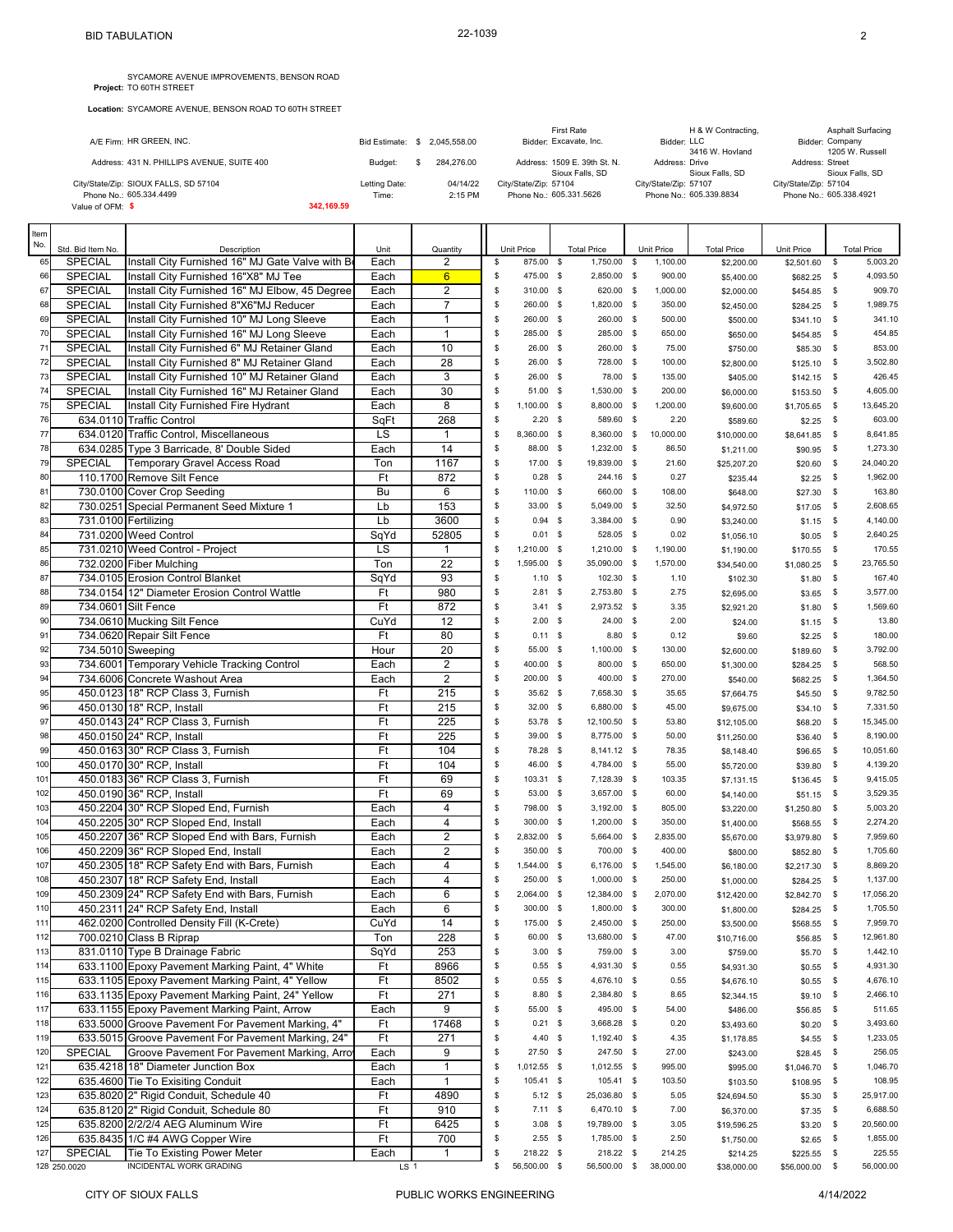SYCAMORE AVENUE IMPROVEMENTS, BENSON ROAD
**Project:** TO 60TH STREET

**Location:** SYCAMORE AVENUE, BENSON ROAD TO 60TH STREET

| | | | | |
|---|---|---|---|---|
| A/E Firm: HR GREEN, INC. | Bid Estimate: $ 2,045,558.00 | Bidder: First Rate Excavate, Inc. | Bidder: H & W Contracting, LLC | Bidder: Asphalt Surfacing Company |
| Address: 431 N. PHILLIPS AVENUE, SUITE 400 | Budget: $ 284,276.00 | Address: 1509 E. 39th St. N. Sioux Falls, SD | Address: 3416 W. Hovland Drive Sioux Falls, SD | Address: 1205 W. Russell Street Sioux Falls, SD |
| City/State/Zip: SIOUX FALLS, SD 57104 | Letting Date: 04/14/22 | City/State/Zip: 57104 | City/State/Zip: 57107 | City/State/Zip: 57104 |
| Phone No.: 605.334.4499 | Time: 2:15 PM | Phone No.: 605.331.5626 | Phone No.: 605.339.8834 | Phone No.: 605.338.4921 |
| Value of OFM: $ 342,169.59 | | | | |

| Item No. | Std. Bid Item No. | Description | Unit | Quantity | Unit Price | Total Price | Unit Price | Total Price | Unit Price | Total Price |
|---|---|---|---|---|---|---|---|---|---|---|
| 65 | SPECIAL | Install City Furnished 16" MJ Gate Valve with Bo | Each | 2 | $ 875.00 | $ 1,750.00 | $ 1,100.00 | $2,200.00 | $2,501.60 | $ 5,003.20 |
| 66 | SPECIAL | Install City Furnished 16"X8" MJ Tee | Each | 6 | $ 475.00 | $ 2,850.00 | $ 900.00 | $5,400.00 | $682.25 | $ 4,093.50 |
| 67 | SPECIAL | Install City Furnished 16" MJ Elbow, 45 Degree | Each | 2 | $ 310.00 | $ 620.00 | $ 1,000.00 | $2,000.00 | $454.85 | $ 909.70 |
| 68 | SPECIAL | Install City Furnished 8"X6"MJ Reducer | Each | 7 | $ 260.00 | $ 1,820.00 | $ 350.00 | $2,450.00 | $284.25 | $ 1,989.75 |
| 69 | SPECIAL | Install City Furnished 10" MJ Long Sleeve | Each | 1 | $ 260.00 | $ 260.00 | $ 500.00 | $500.00 | $341.10 | $ 341.10 |
| 70 | SPECIAL | Install City Furnished 16" MJ Long Sleeve | Each | 1 | $ 285.00 | $ 285.00 | $ 650.00 | $650.00 | $454.85 | $ 454.85 |
| 71 | SPECIAL | Install City Furnished 6" MJ Retainer Gland | Each | 10 | $ 26.00 | $ 260.00 | $ 75.00 | $750.00 | $85.30 | $ 853.00 |
| 72 | SPECIAL | Install City Furnished 8" MJ Retainer Gland | Each | 28 | $ 26.00 | $ 728.00 | $ 100.00 | $2,800.00 | $125.10 | $ 3,502.80 |
| 73 | SPECIAL | Install City Furnished 10" MJ Retainer Gland | Each | 3 | $ 26.00 | $ 78.00 | $ 135.00 | $405.00 | $142.15 | $ 426.45 |
| 74 | SPECIAL | Install City Furnished 16" MJ Retainer Gland | Each | 30 | $ 51.00 | $ 1,530.00 | $ 200.00 | $6,000.00 | $153.50 | $ 4,605.00 |
| 75 | SPECIAL | Install City Furnished Fire Hydrant | Each | 8 | $ 1,100.00 | $ 8,800.00 | $ 1,200.00 | $9,600.00 | $1,705.65 | $ 13,645.20 |
| 76 | 634.0110 | Traffic Control | SqFt | 268 | $ 2.20 | $ 589.60 | $ 2.20 | $589.60 | $2.25 | $ 603.00 |
| 77 | 634.0120 | Traffic Control, Miscellaneous | LS | 1 | $ 8,360.00 | $ 8,360.00 | $ 10,000.00 | $10,000.00 | $8,641.85 | $ 8,641.85 |
| 78 | 634.0285 | Type 3 Barricade, 8' Double Sided | Each | 14 | $ 88.00 | $ 1,232.00 | $ 86.50 | $1,211.00 | $90.95 | $ 1,273.30 |
| 79 | SPECIAL | Temporary Gravel Access Road | Ton | 1167 | $ 17.00 | $ 19,839.00 | $ 21.60 | $25,207.20 | $20.60 | $ 24,040.20 |
| 80 | 110.1700 | Remove Silt Fence | Ft | 872 | $ 0.28 | $ 244.16 | $ 0.27 | $235.44 | $2.25 | $ 1,962.00 |
| 81 | 730.0100 | Cover Crop Seeding | Bu | 6 | $ 110.00 | $ 660.00 | $ 108.00 | $648.00 | $27.30 | $ 163.80 |
| 82 | 730.0251 | Special Permanent Seed Mixture 1 | Lb | 153 | $ 33.00 | $ 5,049.00 | $ 32.50 | $4,972.50 | $17.05 | $ 2,608.65 |
| 83 | 731.0100 | Fertilizing | Lb | 3600 | $ 0.94 | $ 3,384.00 | $ 0.90 | $3,240.00 | $1.15 | $ 4,140.00 |
| 84 | 731.0200 | Weed Control | SqYd | 52805 | $ 0.01 | $ 528.05 | $ 0.02 | $1,056.10 | $0.05 | $ 2,640.25 |
| 85 | 731.0210 | Weed Control - Project | LS | 1 | $ 1,210.00 | $ 1,210.00 | $ 1,190.00 | $1,190.00 | $170.55 | $ 170.55 |
| 86 | 732.0200 | Fiber Mulching | Ton | 22 | $ 1,595.00 | $ 35,090.00 | $ 1,570.00 | $34,540.00 | $1,080.25 | $ 23,765.50 |
| 87 | 734.0105 | Erosion Control Blanket | SqYd | 93 | $ 1.10 | $ 102.30 | $ 1.10 | $102.30 | $1.80 | $ 167.40 |
| 88 | 734.0154 | 12" Diameter Erosion Control Wattle | Ft | 980 | $ 2.81 | $ 2,753.80 | $ 2.75 | $2,695.00 | $3.65 | $ 3,577.00 |
| 89 | 734.0601 | Silt Fence | Ft | 872 | $ 3.41 | $ 2,973.52 | $ 3.35 | $2,921.20 | $1.80 | $ 1,569.60 |
| 90 | 734.0610 | Mucking Silt Fence | CuYd | 12 | $ 2.00 | $ 24.00 | $ 2.00 | $24.00 | $1.15 | $ 13.80 |
| 91 | 734.0620 | Repair Silt Fence | Ft | 80 | $ 0.11 | $ 8.80 | $ 0.12 | $9.60 | $2.25 | $ 180.00 |
| 92 | 734.5010 | Sweeping | Hour | 20 | $ 55.00 | $ 1,100.00 | $ 130.00 | $2,600.00 | $189.60 | $ 3,792.00 |
| 93 | 734.6001 | Temporary Vehicle Tracking Control | Each | 2 | $ 400.00 | $ 800.00 | $ 650.00 | $1,300.00 | $284.25 | $ 568.50 |
| 94 | 734.6006 | Concrete Washout Area | Each | 2 | $ 200.00 | $ 400.00 | $ 270.00 | $540.00 | $682.25 | $ 1,364.50 |
| 95 | 450.0123 | 18" RCP Class 3, Furnish | Ft | 215 | $ 35.62 | $ 7,658.30 | $ 35.65 | $7,664.75 | $45.50 | $ 9,782.50 |
| 96 | 450.0130 | 18" RCP, Install | Ft | 215 | $ 32.00 | $ 6,880.00 | $ 45.00 | $9,675.00 | $34.10 | $ 7,331.50 |
| 97 | 450.0143 | 24" RCP Class 3, Furnish | Ft | 225 | $ 53.78 | $ 12,100.50 | $ 53.80 | $12,105.00 | $68.20 | $ 15,345.00 |
| 98 | 450.0150 | 24" RCP, Install | Ft | 225 | $ 39.00 | $ 8,775.00 | $ 50.00 | $11,250.00 | $36.40 | $ 8,190.00 |
| 99 | 450.0163 | 30" RCP Class 3, Furnish | Ft | 104 | $ 78.28 | $ 8,141.12 | $ 78.35 | $8,148.40 | $96.65 | $ 10,051.60 |
| 100 | 450.0170 | 30" RCP, Install | Ft | 104 | $ 46.00 | $ 4,784.00 | $ 55.00 | $5,720.00 | $39.80 | $ 4,139.20 |
| 101 | 450.0183 | 36" RCP Class 3, Furnish | Ft | 69 | $ 103.31 | $ 7,128.39 | $ 103.35 | $7,131.15 | $136.45 | $ 9,415.05 |
| 102 | 450.0190 | 36" RCP, Install | Ft | 69 | $ 53.00 | $ 3,657.00 | $ 60.00 | $4,140.00 | $51.15 | $ 3,529.35 |
| 103 | 450.2204 | 30" RCP Sloped End, Furnish | Each | 4 | $ 798.00 | $ 3,192.00 | $ 805.00 | $3,220.00 | $1,250.80 | $ 5,003.20 |
| 104 | 450.2205 | 30" RCP Sloped End, Install | Each | 4 | $ 300.00 | $ 1,200.00 | $ 350.00 | $1,400.00 | $568.55 | $ 2,274.20 |
| 105 | 450.2207 | 36" RCP Sloped End with Bars, Furnish | Each | 2 | $ 2,832.00 | $ 5,664.00 | $ 2,835.00 | $5,670.00 | $3,979.80 | $ 7,959.60 |
| 106 | 450.2209 | 36" RCP Sloped End, Install | Each | 2 | $ 350.00 | $ 700.00 | $ 400.00 | $800.00 | $852.80 | $ 1,705.60 |
| 107 | 450.2305 | 18" RCP Safety End with Bars, Furnish | Each | 4 | $ 1,544.00 | $ 6,176.00 | $ 1,545.00 | $6,180.00 | $2,217.30 | $ 8,869.20 |
| 108 | 450.2307 | 18" RCP Safety End, Install | Each | 4 | $ 250.00 | $ 1,000.00 | $ 250.00 | $1,000.00 | $284.25 | $ 1,137.00 |
| 109 | 450.2309 | 24" RCP Safety End with Bars, Furnish | Each | 6 | $ 2,064.00 | $ 12,384.00 | $ 2,070.00 | $12,420.00 | $2,842.70 | $ 17,056.20 |
| 110 | 450.2311 | 24" RCP Safety End, Install | Each | 6 | $ 300.00 | $ 1,800.00 | $ 300.00 | $1,800.00 | $284.25 | $ 1,705.50 |
| 111 | 462.0200 | Controlled Density Fill (K-Crete) | CuYd | 14 | $ 175.00 | $ 2,450.00 | $ 250.00 | $3,500.00 | $568.55 | $ 7,959.70 |
| 112 | 700.0210 | Class B Riprap | Ton | 228 | $ 60.00 | $ 13,680.00 | $ 47.00 | $10,716.00 | $56.85 | $ 12,961.80 |
| 113 | 831.0110 | Type B Drainage Fabric | SqYd | 253 | $ 3.00 | $ 759.00 | $ 3.00 | $759.00 | $5.70 | $ 1,442.10 |
| 114 | 633.1100 | Epoxy Pavement Marking Paint, 4" White | Ft | 8966 | $ 0.55 | $ 4,931.30 | $ 0.55 | $4,931.30 | $0.55 | $ 4,931.30 |
| 115 | 633.1105 | Epoxy Pavement Marking Paint, 4" Yellow | Ft | 8502 | $ 0.55 | $ 4,676.10 | $ 0.55 | $4,676.10 | $0.55 | $ 4,676.10 |
| 116 | 633.1135 | Epoxy Pavement Marking Paint, 24" Yellow | Ft | 271 | $ 8.80 | $ 2,384.80 | $ 8.65 | $2,344.15 | $9.10 | $ 2,466.10 |
| 117 | 633.1155 | Epoxy Pavement Marking Paint, Arrow | Each | 9 | $ 55.00 | $ 495.00 | $ 54.00 | $486.00 | $56.85 | $ 511.65 |
| 118 | 633.5000 | Groove Pavement For Pavement Marking, 4" | Ft | 17468 | $ 0.21 | $ 3,668.28 | $ 0.20 | $3,493.60 | $0.20 | $ 3,493.60 |
| 119 | 633.5015 | Groove Pavement For Pavement Marking, 24" | Ft | 271 | $ 4.40 | $ 1,192.40 | $ 4.35 | $1,178.85 | $4.55 | $ 1,233.05 |
| 120 | SPECIAL | Groove Pavement For Pavement Marking, Arro | Each | 9 | $ 27.50 | $ 247.50 | $ 27.00 | $243.00 | $28.45 | $ 256.05 |
| 121 | 635.4218 | 18" Diameter Junction Box | Each | 1 | $ 1,012.55 | $ 1,012.55 | $ 995.00 | $995.00 | $1,046.70 | $ 1,046.70 |
| 122 | 635.4600 | Tie To Exisiting Conduit | Each | 1 | $ 105.41 | $ 105.41 | $ 103.50 | $103.50 | $108.95 | $ 108.95 |
| 123 | 635.8020 | 2" Rigid Conduit, Schedule 40 | Ft | 4890 | $ 5.12 | $ 25,036.80 | $ 5.05 | $24,694.50 | $5.30 | $ 25,917.00 |
| 124 | 635.8120 | 2" Rigid Conduit, Schedule 80 | Ft | 910 | $ 7.11 | $ 6,470.10 | $ 7.00 | $6,370.00 | $7.35 | $ 6,688.50 |
| 125 | 635.8200 | 2/2/2/4 AEG Aluminum Wire | Ft | 6425 | $ 3.08 | $ 19,789.00 | $ 3.05 | $19,596.25 | $3.20 | $ 20,560.00 |
| 126 | 635.8435 | 1/C #4 AWG Copper Wire | Ft | 700 | $ 2.55 | $ 1,785.00 | $ 2.50 | $1,750.00 | $2.65 | $ 1,855.00 |
| 127 | SPECIAL | Tie To Existing Power Meter | Each | 1 | $ 218.22 | $ 218.22 | $ 214.25 | $214.25 | $225.55 | $ 225.55 |
| 128 | 250.0020 | INCIDENTAL WORK GRADING | LS | 1 | $ 56,500.00 | $ 56,500.00 | $ 38,000.00 | $38,000.00 | $56,000.00 | $ 56,000.00 |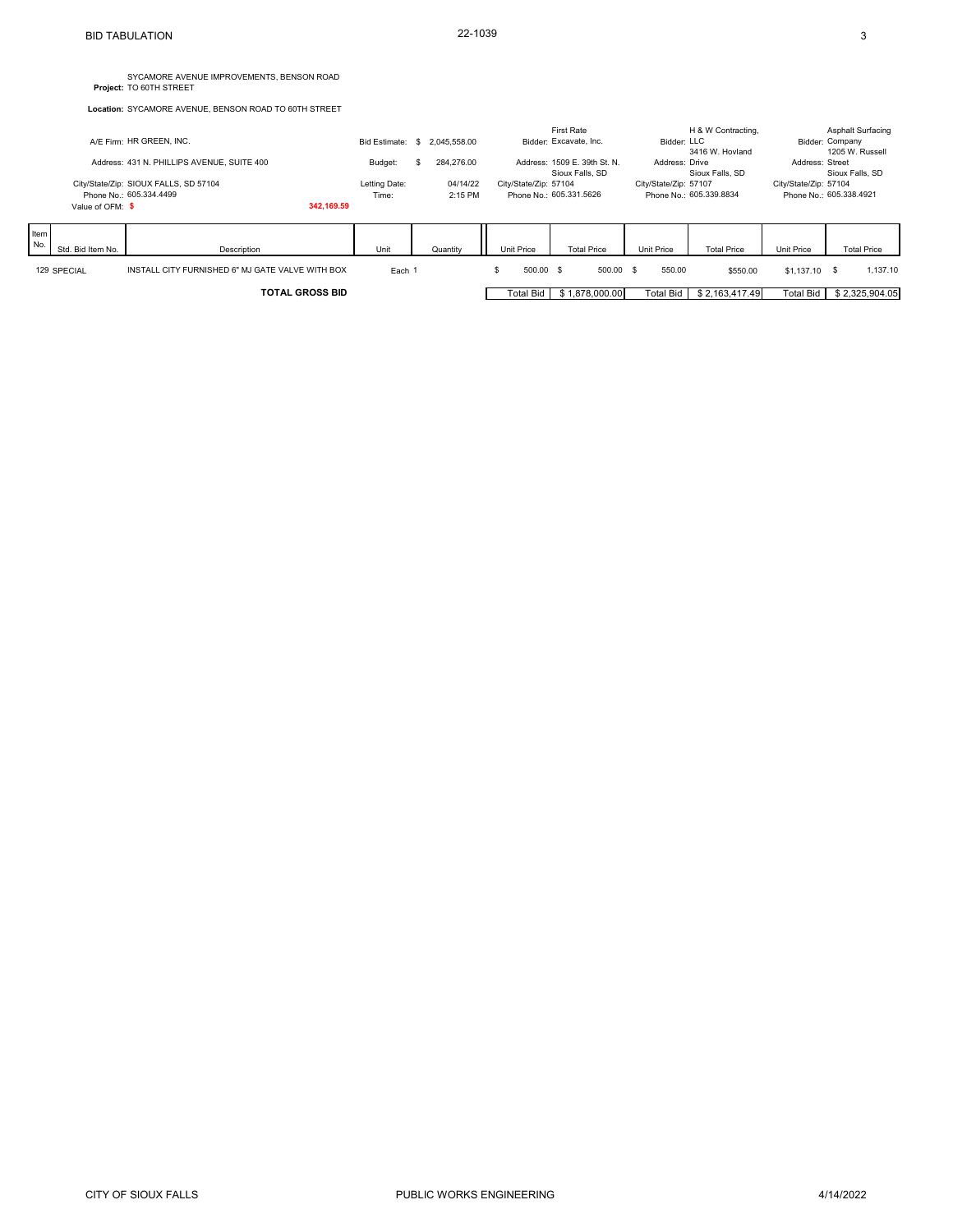BID TABULATION

22-1039

**Project:** SYCAMORE AVENUE IMPROVEMENTS, BENSON ROAD TO 60TH STREET

**Location:** SYCAMORE AVENUE, BENSON ROAD TO 60TH STREET

A/E Firm: HR GREEN, INC.
Address: 431 N. PHILLIPS AVENUE, SUITE 400
City/State/Zip: SIOUX FALLS, SD 57104
Phone No.: 605.334.4499
Value of OFM: $ 342,169.59

Bid Estimate: $ 2,045,558.00
Budget: $ 284,276.00
Letting Date: 04/14/22
Time: 2:15 PM

| | First Rate Excavate, Inc. | H & W Contracting, LLC | Asphalt Surfacing Company |
|---|---|---|---|
| Bidder | First Rate Excavate, Inc. | H & W Contracting, LLC | Asphalt Surfacing Company |
| Address | 1509 E. 39th St. N. Sioux Falls, SD | 3416 W. Hovland Drive Sioux Falls, SD | 1205 W. Russell Street Sioux Falls, SD |
| City/State/Zip | 57104 | 57107 | 57104 |
| Phone No. | 605.331.5626 | 605.339.8834 | 605.338.4921 |

| Item No. | Std. Bid Item No. | Description | Unit | Quantity | First Rate Excavate, Inc. Unit Price | First Rate Excavate, Inc. Total Price | H & W Contracting, LLC Unit Price | H & W Contracting, LLC Total Price | Asphalt Surfacing Company Unit Price | Asphalt Surfacing Company Total Price |
|---|---|---|---|---|---|---|---|---|---|---|
| 129 | SPECIAL | INSTALL CITY FURNISHED 6" MJ GATE VALVE WITH BOX | Each | 1 | $ 500.00 | $ 500.00 | $ 550.00 | $550.00 | $1,137.10 | $ 1,137.10 |
| | | **TOTAL GROSS BID** | | | Total Bid | $ 1,878,000.00 | Total Bid | $ 2,163,417.49 | Total Bid | $ 2,325,904.05 |

CITY OF SIOUX FALLS | PUBLIC WORKS ENGINEERING | 4/14/2022